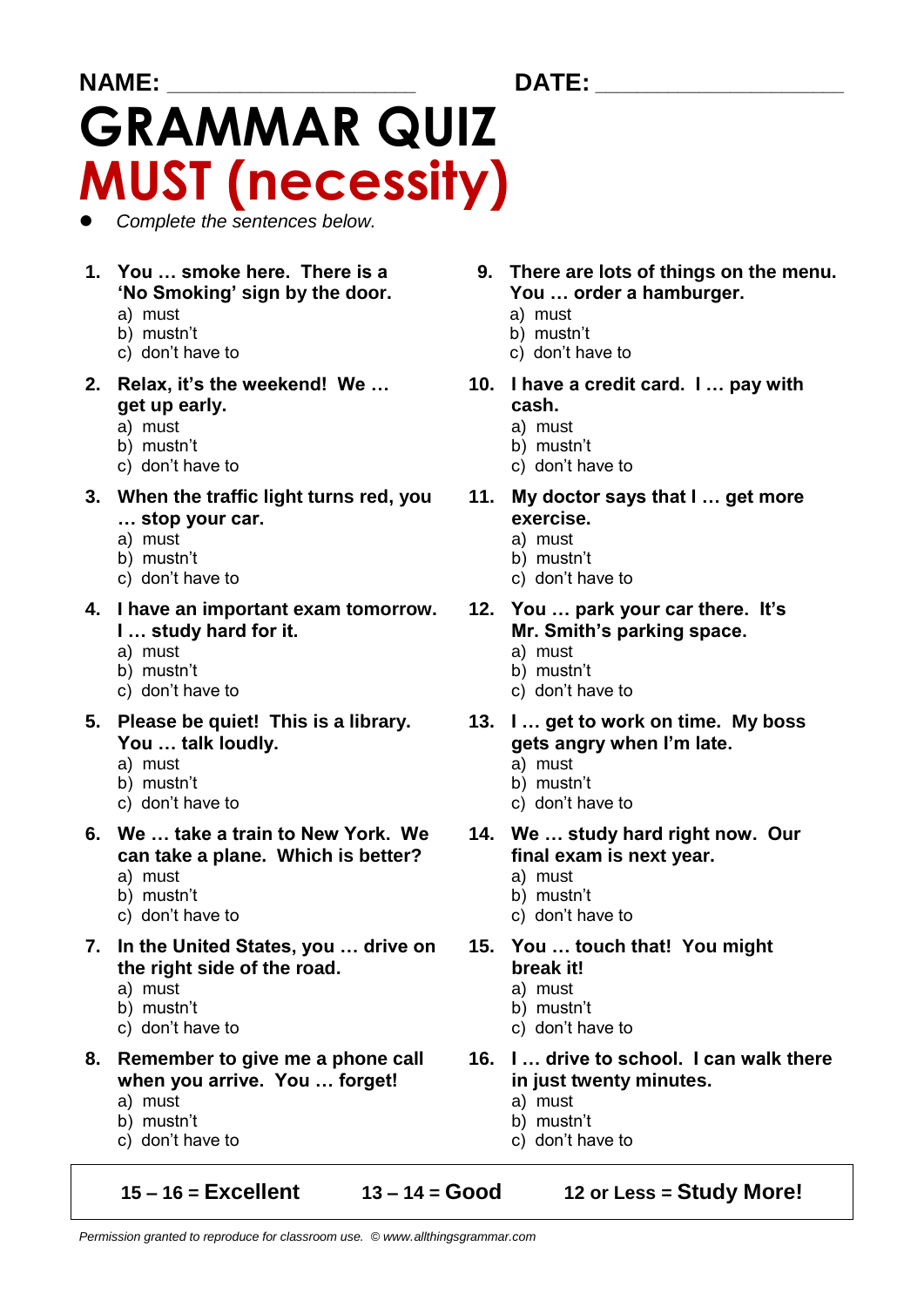**NAME:** ____________________ **DATE:** ____________________

# GRAMMAR QUIZ

# MUST (necessity)

- *Complete the sentences below.*

1. **You … smoke here. There is a 'No Smoking' sign by the door.**
   a) must
   b) mustn't
   c) don't have to

2. **Relax, it's the weekend! We … get up early.**
   a) must
   b) mustn't
   c) don't have to

3. **When the traffic light turns red, you … stop your car.**
   a) must
   b) mustn't
   c) don't have to

4. **I have an important exam tomorrow. I … study hard for it.**
   a) must
   b) mustn't
   c) don't have to

5. **Please be quiet! This is a library. You … talk loudly.**
   a) must
   b) mustn't
   c) don't have to

6. **We … take a train to New York. We can take a plane. Which is better?**
   a) must
   b) mustn't
   c) don't have to

7. **In the United States, you … drive on the right side of the road.**
   a) must
   b) mustn't
   c) don't have to

8. **Remember to give me a phone call when you arrive. You … forget!**
   a) must
   b) mustn't
   c) don't have to

9. **There are lots of things on the menu. You … order a hamburger.**
   a) must
   b) mustn't
   c) don't have to

10. **I have a credit card. I … pay with cash.**
    a) must
    b) mustn't
    c) don't have to

11. **My doctor says that I … get more exercise.**
    a) must
    b) mustn't
    c) don't have to

12. **You … park your car there. It's Mr. Smith's parking space.**
    a) must
    b) mustn't
    c) don't have to

13. **I … get to work on time. My boss gets angry when I'm late.**
    a) must
    b) mustn't
    c) don't have to

14. **We … study hard right now. Our final exam is next year.**
    a) must
    b) mustn't
    c) don't have to

15. **You … touch that! You might break it!**
    a) must
    b) mustn't
    c) don't have to

16. **I … drive to school. I can walk there in just twenty minutes.**
    a) must
    b) mustn't
    c) don't have to

| **15 – 16 = Excellent** | **13 – 14 = Good** | **12 or Less = Study More!** |
|---|---|---|

*Permission granted to reproduce for classroom use. © www.allthingsgrammar.com*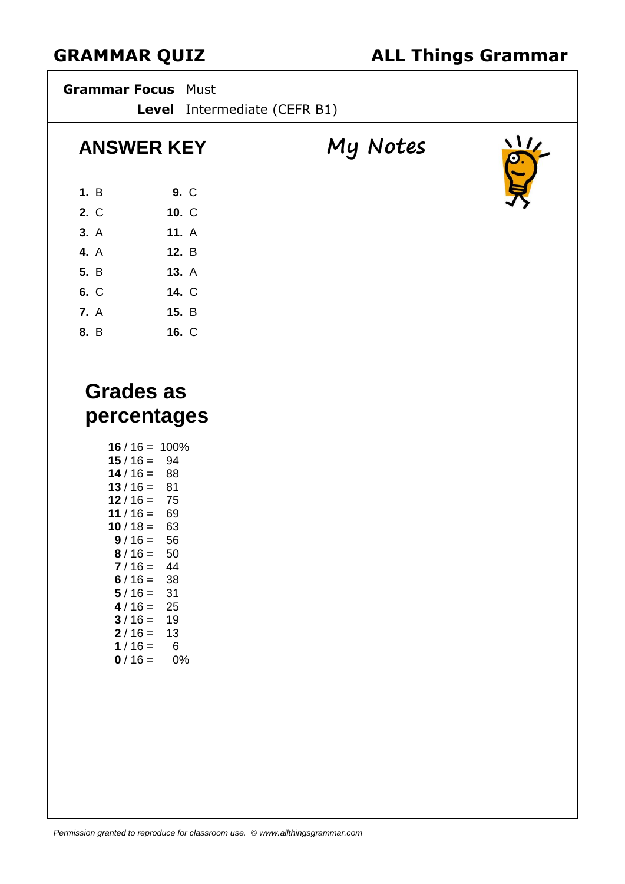**GRAMMAR QUIZ**

**ALL Things Grammar**

**Grammar Focus** Must
**Level** Intermediate (CEFR B1)

## ANSWER KEY

*My Notes*

**1.** B
**2.** C
**3.** A
**4.** A
**5.** B
**6.** C
**7.** A
**8.** B
**9.** C
**10.** C
**11.** A
**12.** B
**13.** A
**14.** C
**15.** B
**16.** C

## Grades as percentages

**16** / 16 = 100%
**15** / 16 = 94
**14** / 16 = 88
**13** / 16 = 81
**12** / 16 = 75
**11** / 16 = 69
**10** / 18 = 63
**9** / 16 = 56
**8** / 16 = 50
**7** / 16 = 44
**6** / 16 = 38
**5** / 16 = 31
**4** / 16 = 25
**3** / 16 = 19
**2** / 16 = 13
**1** / 16 = 6
**0** / 16 = 0%

*Permission granted to reproduce for classroom use. © www.allthingsgrammar.com*